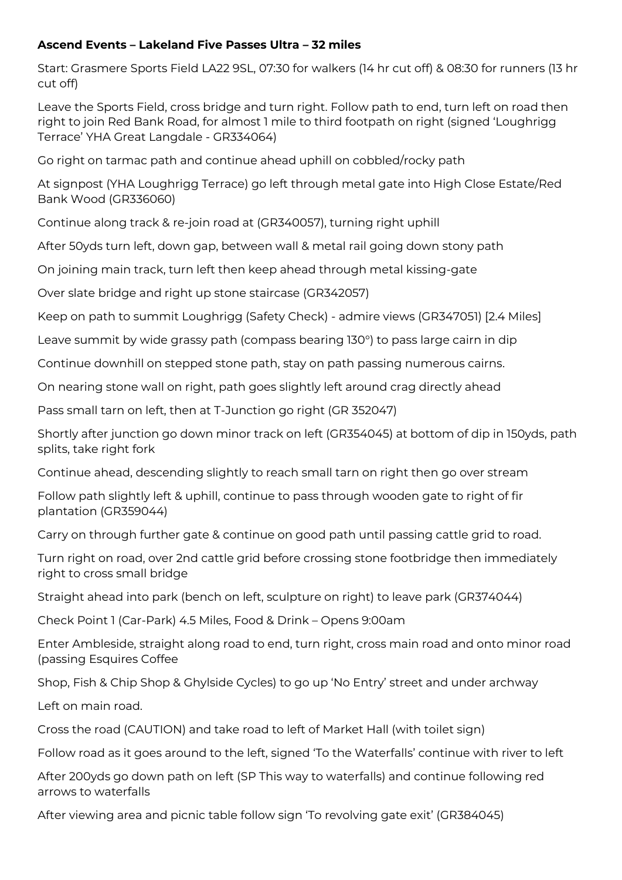**Ascend Events – Lakeland Five Passes Ultra – 32 miles**

Start: Grasmere Sports Field LA22 9SL, 07:30 for walkers (14 hr cut off) & 08:30 for runners (13 hr cut off)

Leave the Sports Field, cross bridge and turn right. Follow path to end, turn left on road then right to join Red Bank Road, for almost 1 mile to third footpath on right (signed 'Loughrigg Terrace' YHA Great Langdale - GR334064)

Go right on tarmac path and continue ahead uphill on cobbled/rocky path

At signpost (YHA Loughrigg Terrace) go left through metal gate into High Close Estate/Red Bank Wood (GR336060)

Continue along track & re-join road at (GR340057), turning right uphill

After 50yds turn left, down gap, between wall & metal rail going down stony path

On joining main track, turn left then keep ahead through metal kissing-gate

Over slate bridge and right up stone staircase (GR342057)

Keep on path to summit Loughrigg (Safety Check) - admire views (GR347051) [2.4 Miles]

Leave summit by wide grassy path (compass bearing 130°) to pass large cairn in dip

Continue downhill on stepped stone path, stay on path passing numerous cairns.

On nearing stone wall on right, path goes slightly left around crag directly ahead

Pass small tarn on left, then at T-Junction go right (GR 352047)

Shortly after junction go down minor track on left (GR354045) at bottom of dip in 150yds, path splits, take right fork

Continue ahead, descending slightly to reach small tarn on right then go over stream

Follow path slightly left & uphill, continue to pass through wooden gate to right of fir plantation (GR359044)

Carry on through further gate & continue on good path until passing cattle grid to road.

Turn right on road, over 2nd cattle grid before crossing stone footbridge then immediately right to cross small bridge

Straight ahead into park (bench on left, sculpture on right) to leave park (GR374044)

Check Point 1 (Car-Park) 4.5 Miles, Food & Drink – Opens 9:00am

Enter Ambleside, straight along road to end, turn right, cross main road and onto minor road (passing Esquires Coffee

Shop, Fish & Chip Shop & Ghylside Cycles) to go up 'No Entry' street and under archway

Left on main road.

Cross the road (CAUTION) and take road to left of Market Hall (with toilet sign)

Follow road as it goes around to the left, signed 'To the Waterfalls' continue with river to left

After 200yds go down path on left (SP This way to waterfalls) and continue following red arrows to waterfalls

After viewing area and picnic table follow sign 'To revolving gate exit' (GR384045)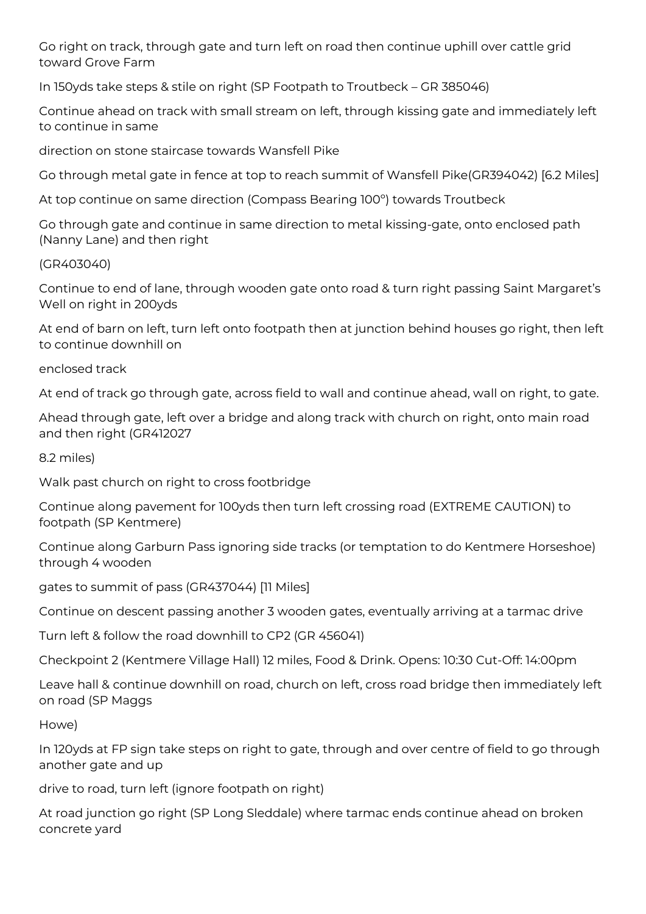Go right on track, through gate and turn left on road then continue uphill over cattle grid toward Grove Farm

In 150yds take steps & stile on right (SP Footpath to Troutbeck – GR 385046)

Continue ahead on track with small stream on left, through kissing gate and immediately left to continue in same

direction on stone staircase towards Wansfell Pike

Go through metal gate in fence at top to reach summit of Wansfell Pike(GR394042) [6.2 Miles]

At top continue on same direction (Compass Bearing 100°) towards Troutbeck

Go through gate and continue in same direction to metal kissing-gate, onto enclosed path (Nanny Lane) and then right

(GR403040)

Continue to end of lane, through wooden gate onto road & turn right passing Saint Margaret's Well on right in 200yds

At end of barn on left, turn left onto footpath then at junction behind houses go right, then left to continue downhill on

enclosed track

At end of track go through gate, across field to wall and continue ahead, wall on right, to gate.

Ahead through gate, left over a bridge and along track with church on right, onto main road and then right (GR412027

8.2 miles)

Walk past church on right to cross footbridge

Continue along pavement for 100yds then turn left crossing road (EXTREME CAUTION) to footpath (SP Kentmere)

Continue along Garburn Pass ignoring side tracks (or temptation to do Kentmere Horseshoe) through 4 wooden

gates to summit of pass (GR437044) [11 Miles]

Continue on descent passing another 3 wooden gates, eventually arriving at a tarmac drive

Turn left & follow the road downhill to CP2 (GR 456041)

Checkpoint 2 (Kentmere Village Hall) 12 miles, Food & Drink. Opens: 10:30 Cut-Off: 14:00pm

Leave hall & continue downhill on road, church on left, cross road bridge then immediately left on road (SP Maggs

Howe)

In 120yds at FP sign take steps on right to gate, through and over centre of field to go through another gate and up

drive to road, turn left (ignore footpath on right)

At road junction go right (SP Long Sleddale) where tarmac ends continue ahead on broken concrete yard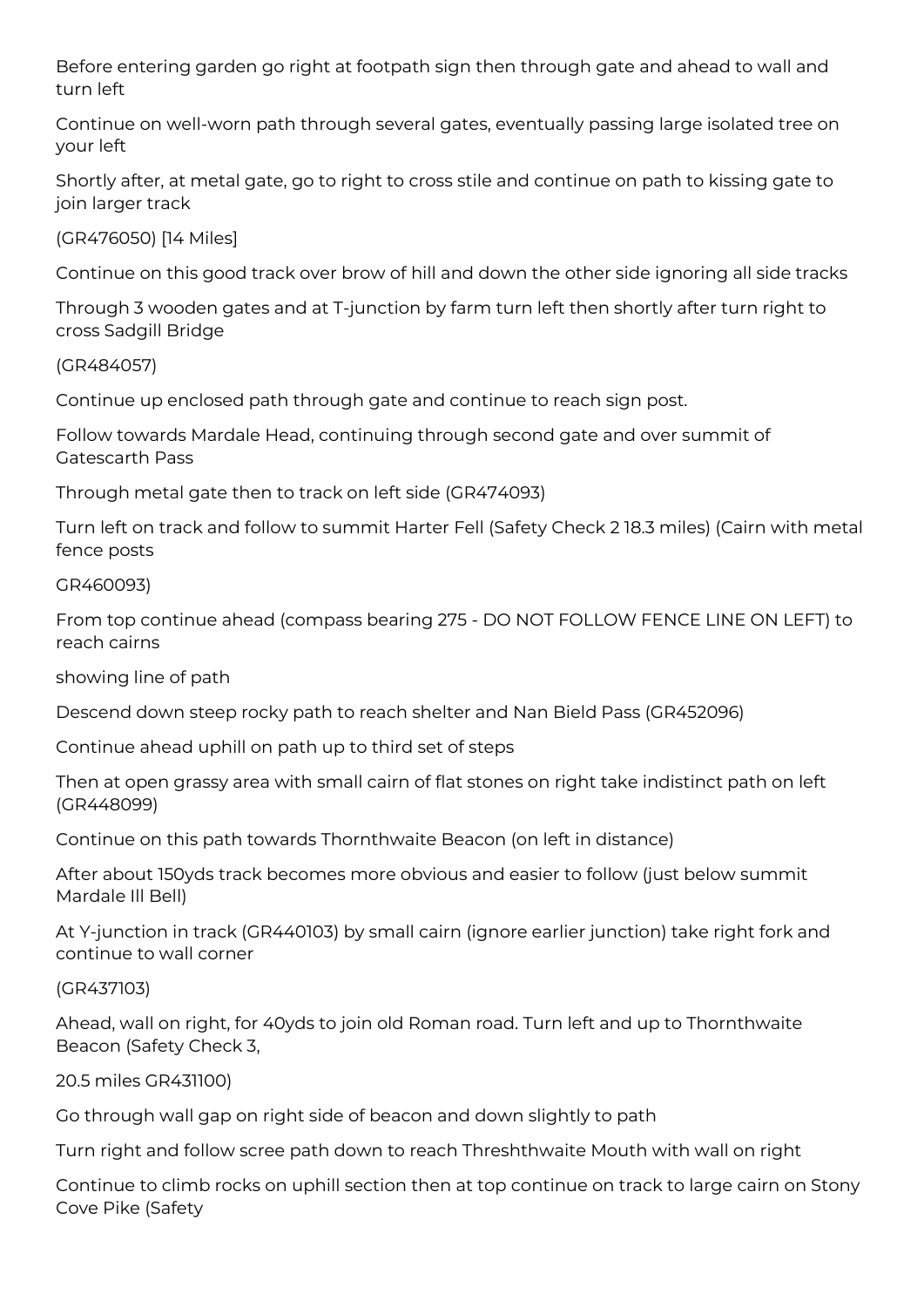Before entering garden go right at footpath sign then through gate and ahead to wall and turn left

Continue on well-worn path through several gates, eventually passing large isolated tree on your left

Shortly after, at metal gate, go to right to cross stile and continue on path to kissing gate to join larger track

(GR476050) [14 Miles]

Continue on this good track over brow of hill and down the other side ignoring all side tracks

Through 3 wooden gates and at T-junction by farm turn left then shortly after turn right to cross Sadgill Bridge

(GR484057)

Continue up enclosed path through gate and continue to reach sign post.

Follow towards Mardale Head, continuing through second gate and over summit of Gatescarth Pass

Through metal gate then to track on left side (GR474093)

Turn left on track and follow to summit Harter Fell (Safety Check 2 18.3 miles) (Cairn with metal fence posts

GR460093)

From top continue ahead (compass bearing 275 - DO NOT FOLLOW FENCE LINE ON LEFT) to reach cairns

showing line of path

Descend down steep rocky path to reach shelter and Nan Bield Pass (GR452096)

Continue ahead uphill on path up to third set of steps

Then at open grassy area with small cairn of flat stones on right take indistinct path on left (GR448099)

Continue on this path towards Thornthwaite Beacon (on left in distance)

After about 150yds track becomes more obvious and easier to follow (just below summit Mardale Ill Bell)

At Y-junction in track (GR440103) by small cairn (ignore earlier junction) take right fork and continue to wall corner

(GR437103)

Ahead, wall on right, for 40yds to join old Roman road. Turn left and up to Thornthwaite Beacon (Safety Check 3,

20.5 miles GR431100)

Go through wall gap on right side of beacon and down slightly to path

Turn right and follow scree path down to reach Threshthwaite Mouth with wall on right

Continue to climb rocks on uphill section then at top continue on track to large cairn on Stony Cove Pike (Safety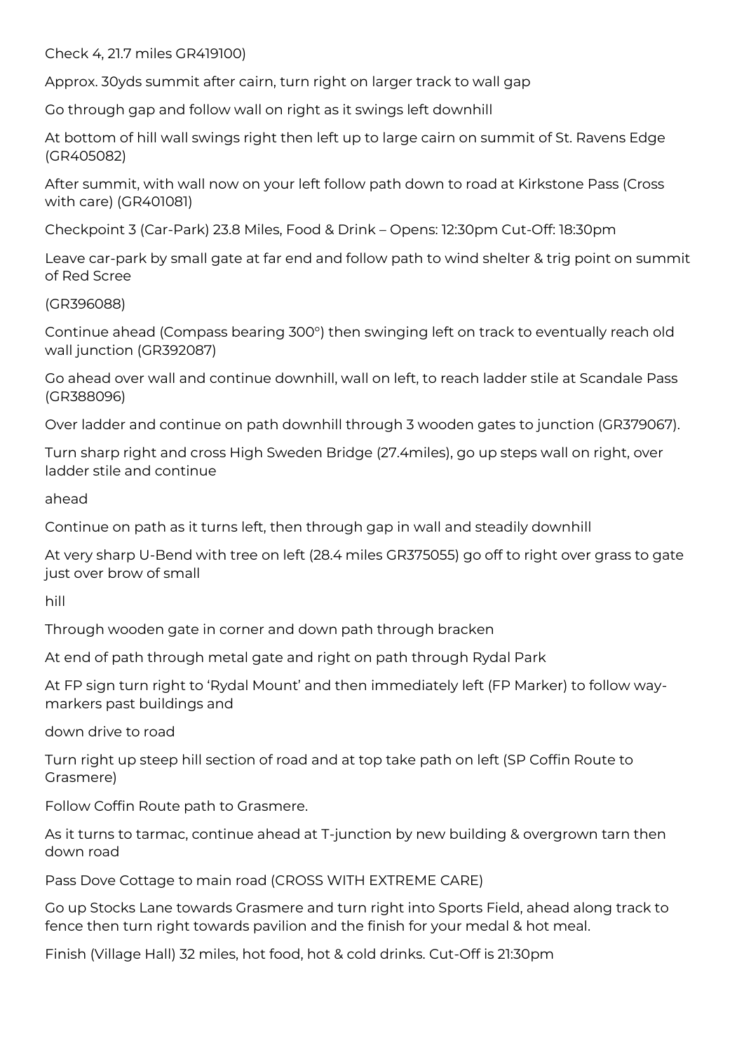Check 4, 21.7 miles GR419100)

Approx. 30yds summit after cairn, turn right on larger track to wall gap

Go through gap and follow wall on right as it swings left downhill

At bottom of hill wall swings right then left up to large cairn on summit of St. Ravens Edge (GR405082)

After summit, with wall now on your left follow path down to road at Kirkstone Pass (Cross with care) (GR401081)

Checkpoint 3 (Car-Park) 23.8 Miles, Food & Drink – Opens: 12:30pm Cut-Off: 18:30pm

Leave car-park by small gate at far end and follow path to wind shelter & trig point on summit of Red Scree

(GR396088)

Continue ahead (Compass bearing 300°) then swinging left on track to eventually reach old wall junction (GR392087)

Go ahead over wall and continue downhill, wall on left, to reach ladder stile at Scandale Pass (GR388096)

Over ladder and continue on path downhill through 3 wooden gates to junction (GR379067).

Turn sharp right and cross High Sweden Bridge (27.4miles), go up steps wall on right, over ladder stile and continue

ahead

Continue on path as it turns left, then through gap in wall and steadily downhill

At very sharp U-Bend with tree on left (28.4 miles GR375055) go off to right over grass to gate just over brow of small

hill

Through wooden gate in corner and down path through bracken

At end of path through metal gate and right on path through Rydal Park

At FP sign turn right to 'Rydal Mount' and then immediately left (FP Marker) to follow way-markers past buildings and

down drive to road

Turn right up steep hill section of road and at top take path on left (SP Coffin Route to Grasmere)

Follow Coffin Route path to Grasmere.

As it turns to tarmac, continue ahead at T-junction by new building & overgrown tarn then down road

Pass Dove Cottage to main road (CROSS WITH EXTREME CARE)

Go up Stocks Lane towards Grasmere and turn right into Sports Field, ahead along track to fence then turn right towards pavilion and the finish for your medal & hot meal.

Finish (Village Hall) 32 miles, hot food, hot & cold drinks. Cut-Off is 21:30pm